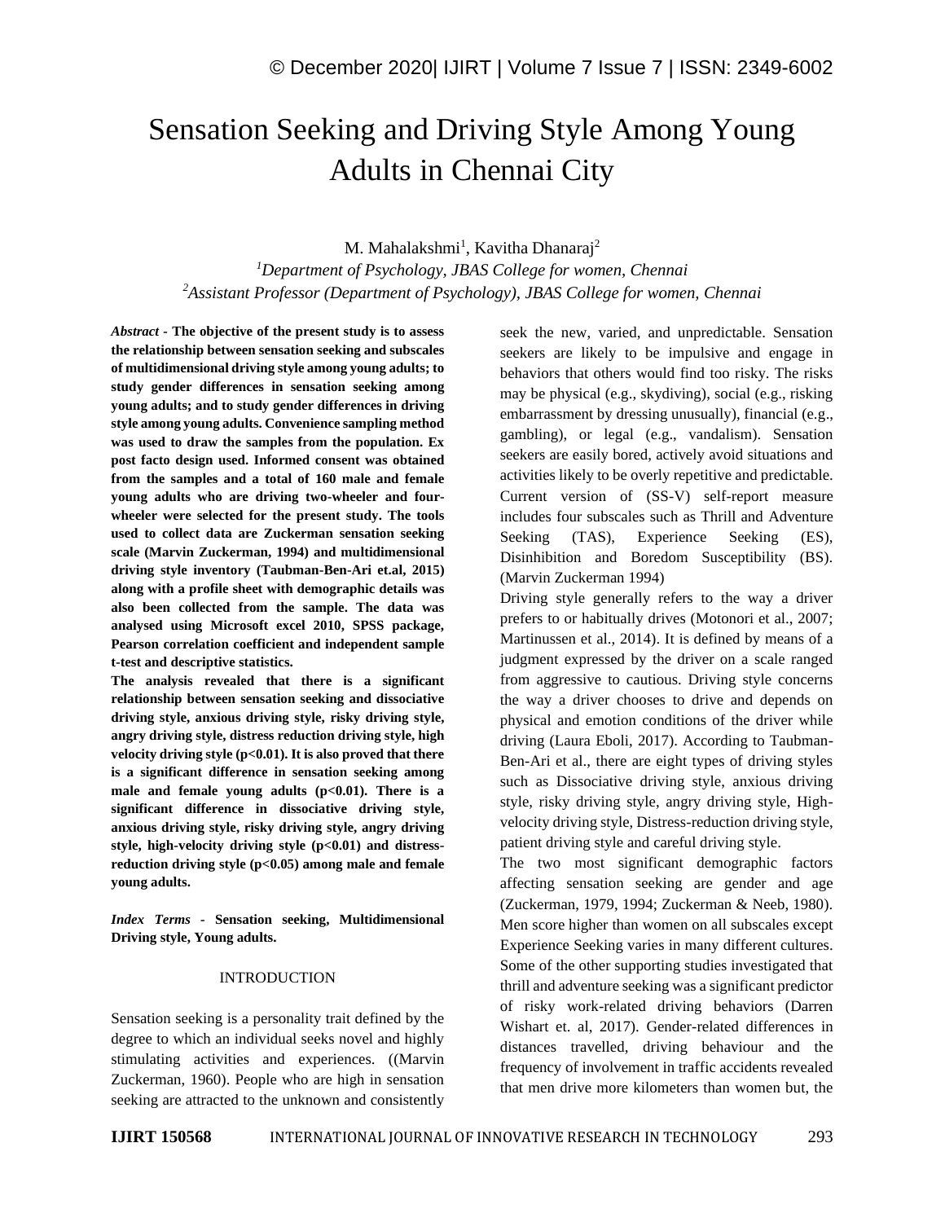# Sensation Seeking and Driving Style Among Young Adults in Chennai City

M. Mahalakshmi[1], Kavitha Dhanaraj[2]

[1]*Department of Psychology, JBAS College for women, Chennai*

[2]*Assistant Professor (Department of Psychology), JBAS College for women, Chennai*

***Abstract*** - **The objective of the present study is to assess the relationship between sensation seeking and subscales of multidimensional driving style among young adults; to study gender differences in sensation seeking among young adults; and to study gender differences in driving style among young adults. Convenience sampling method was used to draw the samples from the population. Ex post facto design used. Informed consent was obtained from the samples and a total of 160 male and female young adults who are driving two-wheeler and four-wheeler were selected for the present study. The tools used to collect data are Zuckerman sensation seeking scale (Marvin Zuckerman, 1994) and multidimensional driving style inventory (Taubman-Ben-Ari et.al, 2015) along with a profile sheet with demographic details was also been collected from the sample. The data was analysed using Microsoft excel 2010, SPSS package, Pearson correlation coefficient and independent sample t-test and descriptive statistics.**

**The analysis revealed that there is a significant relationship between sensation seeking and dissociative driving style, anxious driving style, risky driving style, angry driving style, distress reduction driving style, high velocity driving style ($p<0.01$). It is also proved that there is a significant difference in sensation seeking among male and female young adults ($p<0.01$). There is a significant difference in dissociative driving style, anxious driving style, risky driving style, angry driving style, high-velocity driving style ($p<0.01$) and distress-reduction driving style ($p<0.05$) among male and female young adults.**

***Index Terms*** - **Sensation seeking, Multidimensional Driving style, Young adults.**

## INTRODUCTION

Sensation seeking is a personality trait defined by the degree to which an individual seeks novel and highly stimulating activities and experiences. ((Marvin Zuckerman, 1960). People who are high in sensation seeking are attracted to the unknown and consistently seek the new, varied, and unpredictable. Sensation seekers are likely to be impulsive and engage in behaviors that others would find too risky. The risks may be physical (e.g., skydiving), social (e.g., risking embarrassment by dressing unusually), financial (e.g., gambling), or legal (e.g., vandalism). Sensation seekers are easily bored, actively avoid situations and activities likely to be overly repetitive and predictable. Current version of (SS-V) self-report measure includes four subscales such as Thrill and Adventure Seeking (TAS), Experience Seeking (ES), Disinhibition and Boredom Susceptibility (BS). (Marvin Zuckerman 1994)

Driving style generally refers to the way a driver prefers to or habitually drives (Motonori et al., 2007; Martinussen et al., 2014). It is defined by means of a judgment expressed by the driver on a scale ranged from aggressive to cautious. Driving style concerns the way a driver chooses to drive and depends on physical and emotion conditions of the driver while driving (Laura Eboli, 2017). According to Taubman-Ben-Ari et al., there are eight types of driving styles such as Dissociative driving style, anxious driving style, risky driving style, angry driving style, High-velocity driving style, Distress-reduction driving style, patient driving style and careful driving style.

The two most significant demographic factors affecting sensation seeking are gender and age (Zuckerman, 1979, 1994; Zuckerman & Neeb, 1980). Men score higher than women on all subscales except Experience Seeking varies in many different cultures. Some of the other supporting studies investigated that thrill and adventure seeking was a significant predictor of risky work-related driving behaviors (Darren Wishart et. al, 2017). Gender-related differences in distances travelled, driving behaviour and the frequency of involvement in traffic accidents revealed that men drive more kilometers than women but, the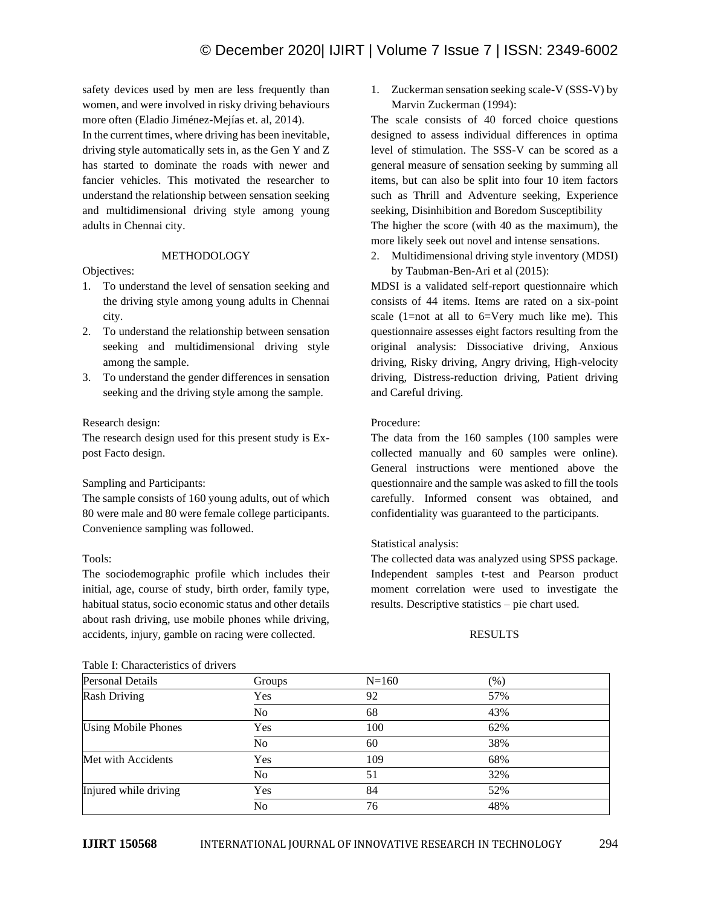safety devices used by men are less frequently than women, and were involved in risky driving behaviours more often (Eladio Jiménez-Mejías et. al, 2014).

In the current times, where driving has been inevitable, driving style automatically sets in, as the Gen Y and Z has started to dominate the roads with newer and fancier vehicles. This motivated the researcher to understand the relationship between sensation seeking and multidimensional driving style among young adults in Chennai city.

## METHODOLOGY

Objectives:

1. To understand the level of sensation seeking and the driving style among young adults in Chennai city.
2. To understand the relationship between sensation seeking and multidimensional driving style among the sample.
3. To understand the gender differences in sensation seeking and the driving style among the sample.

Research design:

The research design used for this present study is Ex-post Facto design.

Sampling and Participants:

The sample consists of 160 young adults, out of which 80 were male and 80 were female college participants. Convenience sampling was followed.

Tools:

The sociodemographic profile which includes their initial, age, course of study, birth order, family type, habitual status, socio economic status and other details about rash driving, use mobile phones while driving, accidents, injury, gamble on racing were collected.

1. Zuckerman sensation seeking scale-V (SSS-V) by Marvin Zuckerman (1994):

The scale consists of 40 forced choice questions designed to assess individual differences in optima level of stimulation. The SSS-V can be scored as a general measure of sensation seeking by summing all items, but can also be split into four 10 item factors such as Thrill and Adventure seeking, Experience seeking, Disinhibition and Boredom Susceptibility

The higher the score (with 40 as the maximum), the more likely seek out novel and intense sensations.

2. Multidimensional driving style inventory (MDSI) by Taubman-Ben-Ari et al (2015):

MDSI is a validated self-report questionnaire which consists of 44 items. Items are rated on a six-point scale (1=not at all to 6=Very much like me). This questionnaire assesses eight factors resulting from the original analysis: Dissociative driving, Anxious driving, Risky driving, Angry driving, High-velocity driving, Distress-reduction driving, Patient driving and Careful driving.

Procedure:

The data from the 160 samples (100 samples were collected manually and 60 samples were online). General instructions were mentioned above the questionnaire and the sample was asked to fill the tools carefully. Informed consent was obtained, and confidentiality was guaranteed to the participants.

Statistical analysis:

The collected data was analyzed using SPSS package. Independent samples t-test and Pearson product moment correlation were used to investigate the results. Descriptive statistics – pie chart used.

## RESULTS

Table I: Characteristics of drivers

| Personal Details | Groups | N=160 | (%) |
|---|---|---|---|
| Rash Driving | Yes | 92 | 57% |
| | No | 68 | 43% |
| Using Mobile Phones | Yes | 100 | 62% |
| | No | 60 | 38% |
| Met with Accidents | Yes | 109 | 68% |
| | No | 51 | 32% |
| Injured while driving | Yes | 84 | 52% |
| | No | 76 | 48% |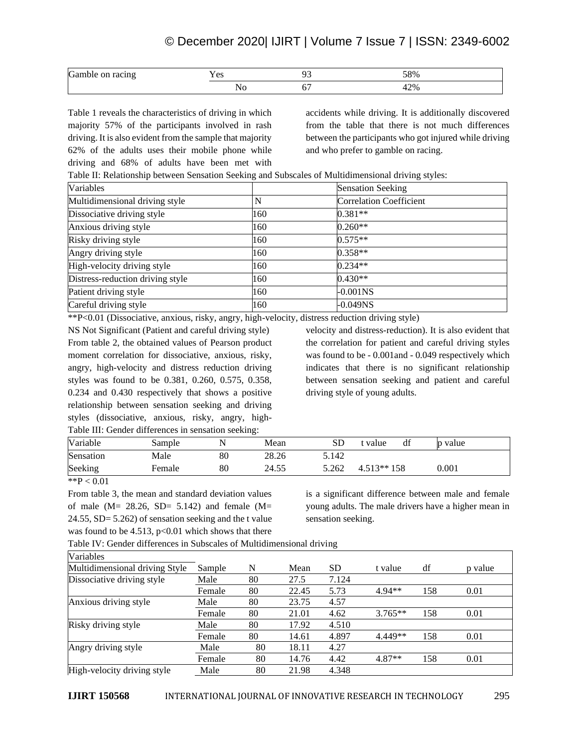| Gamble on racing | Yes | 93 | 58% |
|---|---|---|---|
| | No | 67 | 42% |

Table 1 reveals the characteristics of driving in which majority 57% of the participants involved in rash driving. It is also evident from the sample that majority 62% of the adults uses their mobile phone while driving and 68% of adults have been met with accidents while driving. It is additionally discovered from the table that there is not much differences between the participants who got injured while driving and who prefer to gamble on racing.

Table II: Relationship between Sensation Seeking and Subscales of Multidimensional driving styles:

| Variables | | Sensation Seeking |
|---|---|---|
| Multidimensional driving style | N | Correlation Coefficient |
| Dissociative driving style | 160 | 0.381** |
| Anxious driving style | 160 | 0.260** |
| Risky driving style | 160 | 0.575** |
| Angry driving style | 160 | 0.358** |
| High-velocity driving style | 160 | 0.234** |
| Distress-reduction driving style | 160 | 0.430** |
| Patient driving style | 160 | -0.001NS |
| Careful driving style | 160 | -0.049NS |

**P<0.01 (Dissociative, anxious, risky, angry, high-velocity, distress reduction driving style)

NS Not Significant (Patient and careful driving style)

From table 2, the obtained values of Pearson product moment correlation for dissociative, anxious, risky, angry, high-velocity and distress reduction driving styles was found to be 0.381, 0.260, 0.575, 0.358, 0.234 and 0.430 respectively that shows a positive relationship between sensation seeking and driving styles (dissociative, anxious, risky, angry, high-velocity and distress-reduction). It is also evident that the correlation for patient and careful driving styles was found to be - 0.001and - 0.049 respectively which indicates that there is no significant relationship between sensation seeking and patient and careful driving style of young adults.

Table III: Gender differences in sensation seeking:

| Variable | Sample | N | Mean | SD | t value | df | p value |
|---|---|---|---|---|---|---|---|
| Sensation | Male | 80 | 28.26 | 5.142 | | | |
| Seeking | Female | 80 | 24.55 | 5.262 | 4.513** | 158 | 0.001 |

**P < 0.01

From table 3, the mean and standard deviation values of male (M= 28.26, SD= 5.142) and female (M= 24.55, SD= 5.262) of sensation seeking and the t value was found to be 4.513, p<0.01 which shows that there is a significant difference between male and female young adults. The male drivers have a higher mean in sensation seeking.

Table IV: Gender differences in Subscales of Multidimensional driving

| Variables | | | | | | | |
|---|---|---|---|---|---|---|---|
| Multidimensional driving Style | Sample | N | Mean | SD | t value | df | p value |
| Dissociative driving style | Male | 80 | 27.5 | 7.124 | | | |
| | Female | 80 | 22.45 | 5.73 | 4.94** | 158 | 0.01 |
| Anxious driving style | Male | 80 | 23.75 | 4.57 | | | |
| | Female | 80 | 21.01 | 4.62 | 3.765** | 158 | 0.01 |
| Risky driving style | Male | 80 | 17.92 | 4.510 | | | |
| | Female | 80 | 14.61 | 4.897 | 4.449** | 158 | 0.01 |
| Angry driving style | Male | 80 | 18.11 | 4.27 | | | |
| | Female | 80 | 14.76 | 4.42 | 4.87** | 158 | 0.01 |
| High-velocity driving style | Male | 80 | 21.98 | 4.348 | | | |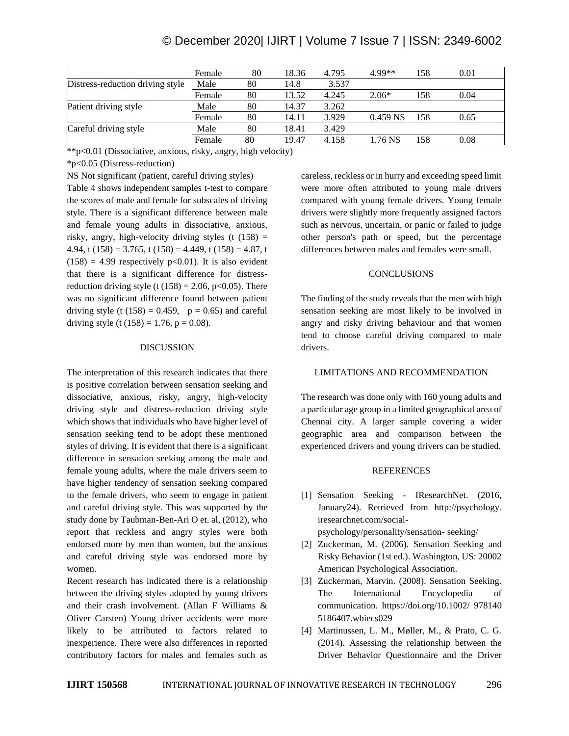| | Female | 80 | 18.36 | 4.795 | 4.99** | 158 | 0.01 |
|---|---|---|---|---|---|---|---|
| Distress-reduction driving style | Male | 80 | 14.8 | 3.537 | | | |
| | Female | 80 | 13.52 | 4.245 | 2.06* | 158 | 0.04 |
| Patient driving style | Male | 80 | 14.37 | 3.262 | | | |
| | Female | 80 | 14.11 | 3.929 | 0.459 NS | 158 | 0.65 |
| Careful driving style | Male | 80 | 18.41 | 3.429 | | | |
| | Female | 80 | 19.47 | 4.158 | 1.76 NS | 158 | 0.08 |

**$p<0.01$ (Dissociative, anxious, risky, angry, high velocity)

*$p<0.05$ (Distress-reduction)

NS Not significant (patient, careful driving styles)

Table 4 shows independent samples t-test to compare the scores of male and female for subscales of driving style. There is a significant difference between male and female young adults in dissociative, anxious, risky, angry, high-velocity driving styles ($t(158) = 4.94$, $t(158) = 3.765$, $t(158) = 4.449$, $t(158) = 4.87$, $t(158) = 4.99$ respectively $p<0.01$). It is also evident that there is a significant difference for distress-reduction driving style ($t(158) = 2.06$, $p<0.05$). There was no significant difference found between patient driving style ($t(158) = 0.459$, $p = 0.65$) and careful driving style ($t(158) = 1.76$, $p = 0.08$).

## DISCUSSION

The interpretation of this research indicates that there is positive correlation between sensation seeking and dissociative, anxious, risky, angry, high-velocity driving style and distress-reduction driving style which shows that individuals who have higher level of sensation seeking tend to be adopt these mentioned styles of driving. It is evident that there is a significant difference in sensation seeking among the male and female young adults, where the male drivers seem to have higher tendency of sensation seeking compared to the female drivers, who seem to engage in patient and careful driving style. This was supported by the study done by Taubman-Ben-Ari O et. al, (2012), who report that reckless and angry styles were both endorsed more by men than women, but the anxious and careful driving style was endorsed more by women.

Recent research has indicated there is a relationship between the driving styles adopted by young drivers and their crash involvement. (Allan F Williams & Oliver Carsten) Young driver accidents were more likely to be attributed to factors related to inexperience. There were also differences in reported contributory factors for males and females such as careless, reckless or in hurry and exceeding speed limit were more often attributed to young male drivers compared with young female drivers. Young female drivers were slightly more frequently assigned factors such as nervous, uncertain, or panic or failed to judge other person's path or speed, but the percentage differences between males and females were small.

## CONCLUSIONS

The finding of the study reveals that the men with high sensation seeking are most likely to be involved in angry and risky driving behaviour and that women tend to choose careful driving compared to male drivers.

## LIMITATIONS AND RECOMMENDATION

The research was done only with 160 young adults and a particular age group in a limited geographical area of Chennai city. A larger sample covering a wider geographic area and comparison between the experienced drivers and young drivers can be studied.

## REFERENCES

[1] Sensation Seeking - IResearchNet. (2016, January24). Retrieved from http://psychology.iresearchnet.com/social-psychology/personality/sensation- seeking/

[2] Zuckerman, M. (2006). Sensation Seeking and Risky Behavior (1st ed.). Washington, US: 20002 American Psychological Association.

[3] Zuckerman, Marvin. (2008). Sensation Seeking. The International Encyclopedia of communication. https://doi.org/10.1002/ 9781405186407.wbiecs029

[4] Martinussen, L. M., Møller, M., & Prato, C. G. (2014). Assessing the relationship between the Driver Behavior Questionnaire and the Driver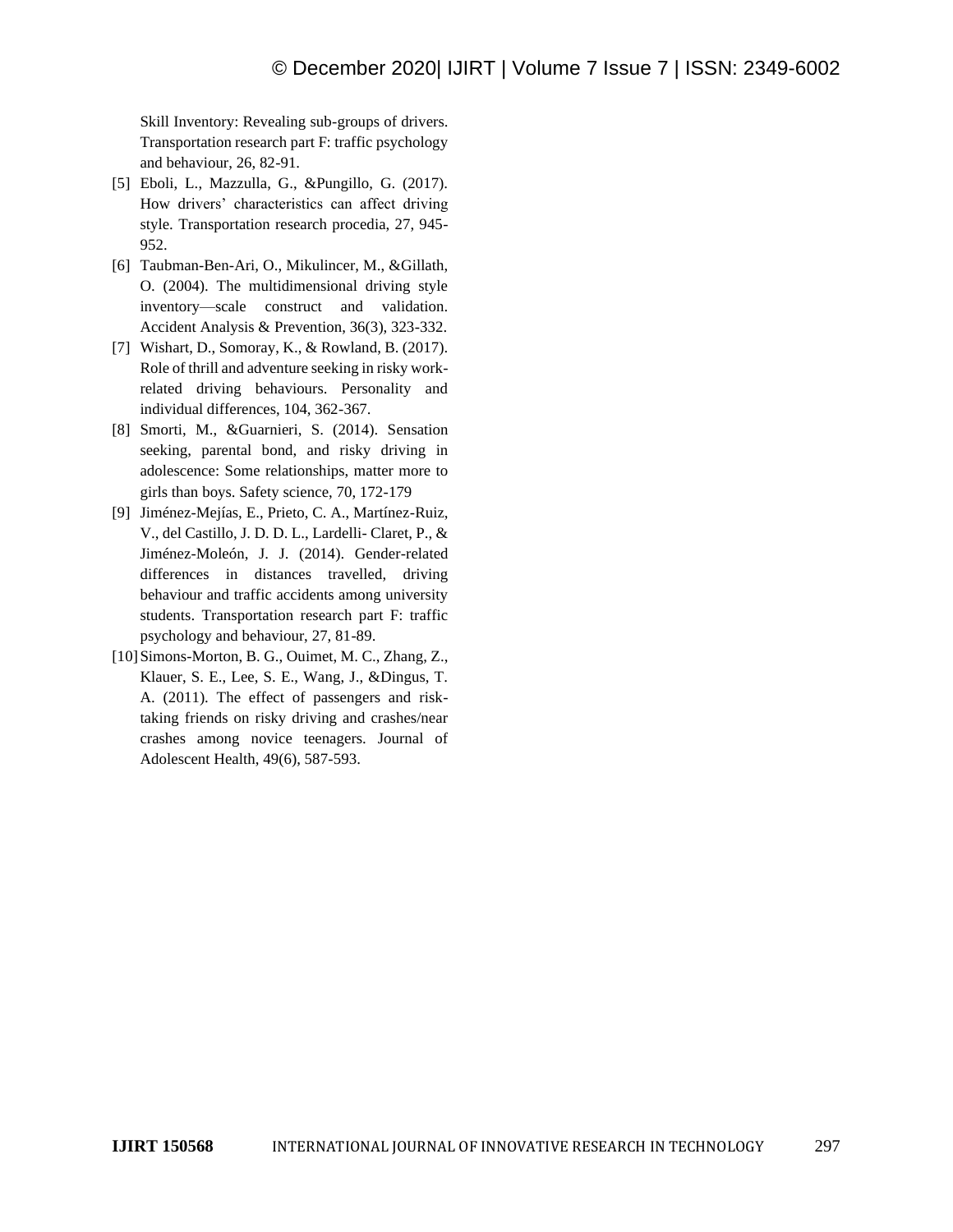Skill Inventory: Revealing sub-groups of drivers. Transportation research part F: traffic psychology and behaviour, 26, 82-91.

[5] Eboli, L., Mazzulla, G., &Pungillo, G. (2017). How drivers' characteristics can affect driving style. Transportation research procedia, 27, 945-952.

[6] Taubman-Ben-Ari, O., Mikulincer, M., &Gillath, O. (2004). The multidimensional driving style inventory—scale construct and validation. Accident Analysis & Prevention, 36(3), 323-332.

[7] Wishart, D., Somoray, K., & Rowland, B. (2017). Role of thrill and adventure seeking in risky work-related driving behaviours. Personality and individual differences, 104, 362-367.

[8] Smorti, M., &Guarnieri, S. (2014). Sensation seeking, parental bond, and risky driving in adolescence: Some relationships, matter more to girls than boys. Safety science, 70, 172-179

[9] Jiménez-Mejías, E., Prieto, C. A., Martínez-Ruiz, V., del Castillo, J. D. D. L., Lardelli- Claret, P., & Jiménez-Moleón, J. J. (2014). Gender-related differences in distances travelled, driving behaviour and traffic accidents among university students. Transportation research part F: traffic psychology and behaviour, 27, 81-89.

[10] Simons-Morton, B. G., Ouimet, M. C., Zhang, Z., Klauer, S. E., Lee, S. E., Wang, J., &Dingus, T. A. (2011). The effect of passengers and risk-taking friends on risky driving and crashes/near crashes among novice teenagers. Journal of Adolescent Health, 49(6), 587-593.